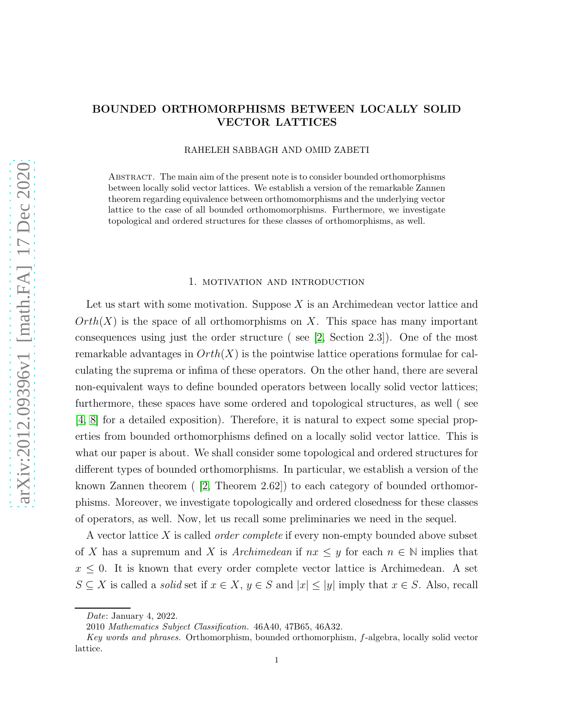# BOUNDED ORTHOMORPHISMS BETWEEN LOCALLY SOLID VECTOR LATTICES

RAHELEH SABBAGH AND OMID ZABETI

Abstract. The main aim of the present note is to consider bounded orthomorphisms between locally solid vector lattices. We establish a version of the remarkable Zannen theorem regarding equivalence between orthomomorphisms and the underlying vector lattice to the case of all bounded orthomomorphisms. Furthermore, we investigate topological and ordered structures for these classes of orthomorphisms, as well.

## 1. motivation and introduction

Let us start with some motivation. Suppose $X$ is an Archimedean vector lattice and $Orth(X)$ is the space of all orthomorphisms on $X$. This space has many important consequences using just the order structure ( see [2, Section 2.3]). One of the most remarkable advantages in $Orth(X)$ is the pointwise lattice operations formulae for calculating the suprema or infima of these operators. On the other hand, there are several non-equivalent ways to define bounded operators between locally solid vector lattices; furthermore, these spaces have some ordered and topological structures, as well ( see [4, 8] for a detailed exposition). Therefore, it is natural to expect some special properties from bounded orthomorphisms defined on a locally solid vector lattice. This is what our paper is about. We shall consider some topological and ordered structures for different types of bounded orthomorphisms. In particular, we establish a version of the known Zannen theorem ( [2, Theorem 2.62]) to each category of bounded orthomorphisms. Moreover, we investigate topologically and ordered closedness for these classes of operators, as well. Now, let us recall some preliminaries we need in the sequel.

A vector lattice $X$ is called *order complete* if every non-empty bounded above subset of $X$ has a supremum and $X$ is *Archimedean* if $nx \leq y$ for each $n \in \mathbb{N}$ implies that $x \leq 0$. It is known that every order complete vector lattice is Archimedean. A set $S \subseteq X$ is called a *solid* set if $x \in X$, $y \in S$ and $|x| \leq |y|$ imply that $x \in S$. Also, recall

*Date*: January 4, 2022.

2010 *Mathematics Subject Classification.* 46A40, 47B65, 46A32.

*Key words and phrases.* Orthomorphism, bounded orthomorphism, $f$-algebra, locally solid vector lattice.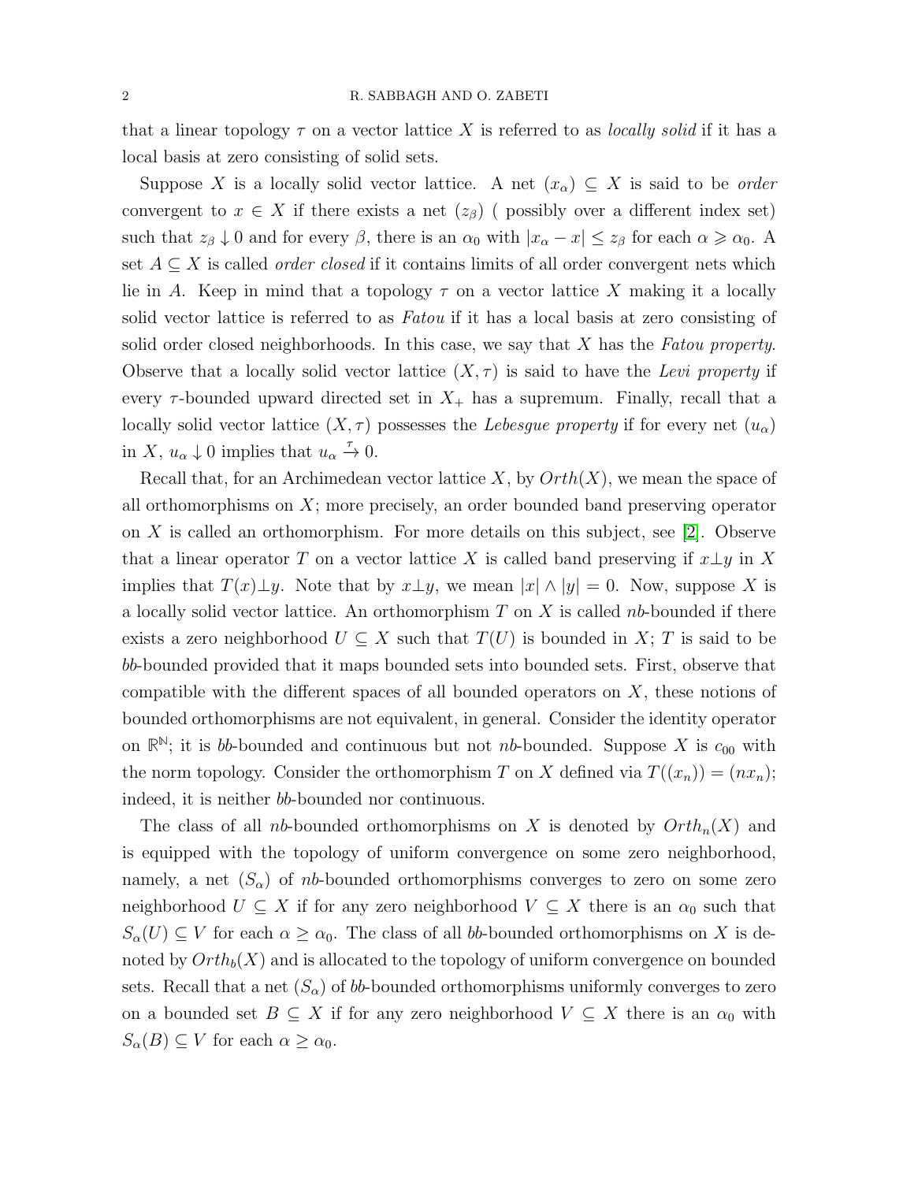that a linear topology $\tau$ on a vector lattice $X$ is referred to as *locally solid* if it has a local basis at zero consisting of solid sets.

Suppose $X$ is a locally solid vector lattice. A net $(x_\alpha) \subseteq X$ is said to be *order* convergent to $x \in X$ if there exists a net $(z_\beta)$ ( possibly over a different index set) such that $z_\beta \downarrow 0$ and for every $\beta$, there is an $\alpha_0$ with $|x_\alpha - x| \leq z_\beta$ for each $\alpha \geqslant \alpha_0$. A set $A \subseteq X$ is called *order closed* if it contains limits of all order convergent nets which lie in $A$. Keep in mind that a topology $\tau$ on a vector lattice $X$ making it a locally solid vector lattice is referred to as *Fatou* if it has a local basis at zero consisting of solid order closed neighborhoods. In this case, we say that $X$ has the *Fatou property*. Observe that a locally solid vector lattice $(X, \tau)$ is said to have the *Levi property* if every $\tau$-bounded upward directed set in $X_+$ has a supremum. Finally, recall that a locally solid vector lattice $(X, \tau)$ possesses the *Lebesgue property* if for every net $(u_\alpha)$ in $X$, $u_\alpha \downarrow 0$ implies that $u_\alpha \xrightarrow{\tau} 0$.

Recall that, for an Archimedean vector lattice $X$, by $Orth(X)$, we mean the space of all orthomorphisms on $X$; more precisely, an order bounded band preserving operator on $X$ is called an orthomorphism. For more details on this subject, see [2]. Observe that a linear operator $T$ on a vector lattice $X$ is called band preserving if $x \perp y$ in $X$ implies that $T(x) \perp y$. Note that by $x \perp y$, we mean $|x| \wedge |y| = 0$. Now, suppose $X$ is a locally solid vector lattice. An orthomorphism $T$ on $X$ is called *nb*-bounded if there exists a zero neighborhood $U \subseteq X$ such that $T(U)$ is bounded in $X$; $T$ is said to be *bb*-bounded provided that it maps bounded sets into bounded sets. First, observe that compatible with the different spaces of all bounded operators on $X$, these notions of bounded orthomorphisms are not equivalent, in general. Consider the identity operator on $\mathbb{R}^{\mathbb{N}}$; it is *bb*-bounded and continuous but not *nb*-bounded. Suppose $X$ is $c_{00}$ with the norm topology. Consider the orthomorphism $T$ on $X$ defined via $T((x_n)) = (nx_n)$; indeed, it is neither *bb*-bounded nor continuous.

The class of all *nb*-bounded orthomorphisms on $X$ is denoted by $Orth_n(X)$ and is equipped with the topology of uniform convergence on some zero neighborhood, namely, a net $(S_\alpha)$ of *nb*-bounded orthomorphisms converges to zero on some zero neighborhood $U \subseteq X$ if for any zero neighborhood $V \subseteq X$ there is an $\alpha_0$ such that $S_\alpha(U) \subseteq V$ for each $\alpha \geq \alpha_0$. The class of all *bb*-bounded orthomorphisms on $X$ is denoted by $Orth_b(X)$ and is allocated to the topology of uniform convergence on bounded sets. Recall that a net $(S_\alpha)$ of *bb*-bounded orthomorphisms uniformly converges to zero on a bounded set $B \subseteq X$ if for any zero neighborhood $V \subseteq X$ there is an $\alpha_0$ with $S_\alpha(B) \subseteq V$ for each $\alpha \geq \alpha_0$.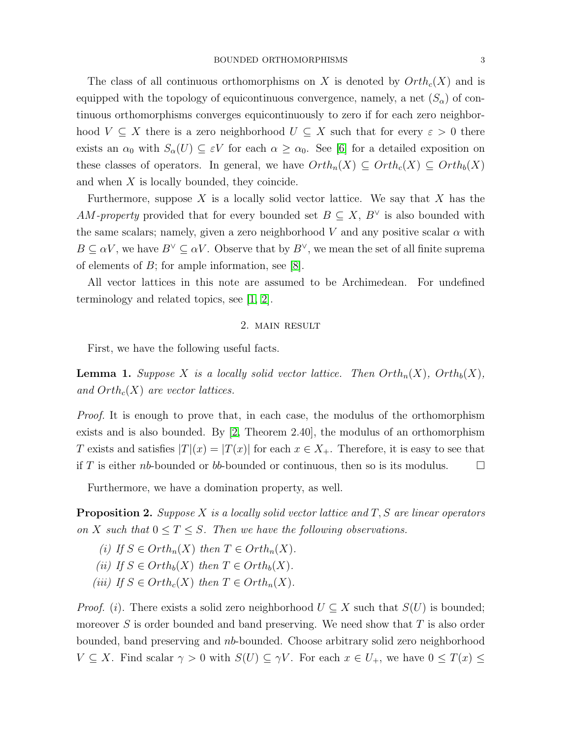The class of all continuous orthomorphisms on $X$ is denoted by $Orth_c(X)$ and is equipped with the topology of equicontinuous convergence, namely, a net $(S_\alpha)$ of continuous orthomorphisms converges equicontinuously to zero if for each zero neighborhood $V \subseteq X$ there is a zero neighborhood $U \subseteq X$ such that for every $\varepsilon > 0$ there exists an $\alpha_0$ with $S_\alpha(U) \subseteq \varepsilon V$ for each $\alpha \geq \alpha_0$. See [6] for a detailed exposition on these classes of operators. In general, we have $Orth_n(X) \subseteq Orth_c(X) \subseteq Orth_b(X)$ and when $X$ is locally bounded, they coincide.

Furthermore, suppose $X$ is a locally solid vector lattice. We say that $X$ has the *AM-property* provided that for every bounded set $B \subseteq X$, $B^\vee$ is also bounded with the same scalars; namely, given a zero neighborhood $V$ and any positive scalar $\alpha$ with $B \subseteq \alpha V$, we have $B^\vee \subseteq \alpha V$. Observe that by $B^\vee$, we mean the set of all finite suprema of elements of $B$; for ample information, see [8].

All vector lattices in this note are assumed to be Archimedean. For undefined terminology and related topics, see [1, 2].

## 2. Main result

First, we have the following useful facts.

**Lemma 1.** *Suppose $X$ is a locally solid vector lattice. Then $Orth_n(X)$, $Orth_b(X)$, and $Orth_c(X)$ are vector lattices.*

*Proof.* It is enough to prove that, in each case, the modulus of the orthomorphism exists and is also bounded. By [2, Theorem 2.40], the modulus of an orthomorphism $T$ exists and satisfies $|T|(x) = |T(x)|$ for each $x \in X_+$. Therefore, it is easy to see that if $T$ is either *nb*-bounded or *bb*-bounded or continuous, then so is its modulus. □

Furthermore, we have a domination property, as well.

**Proposition 2.** *Suppose $X$ is a locally solid vector lattice and $T, S$ are linear operators on $X$ such that $0 \leq T \leq S$. Then we have the following observations.*

*(i) If $S \in Orth_n(X)$ then $T \in Orth_n(X)$.*
*(ii) If $S \in Orth_b(X)$ then $T \in Orth_b(X)$.*
*(iii) If $S \in Orth_c(X)$ then $T \in Orth_n(X)$.*

*Proof.* $(i)$. There exists a solid zero neighborhood $U \subseteq X$ such that $S(U)$ is bounded; moreover $S$ is order bounded and band preserving. We need show that $T$ is also order bounded, band preserving and *nb*-bounded. Choose arbitrary solid zero neighborhood $V \subseteq X$. Find scalar $\gamma > 0$ with $S(U) \subseteq \gamma V$. For each $x \in U_+$, we have $0 \leq T(x) \leq$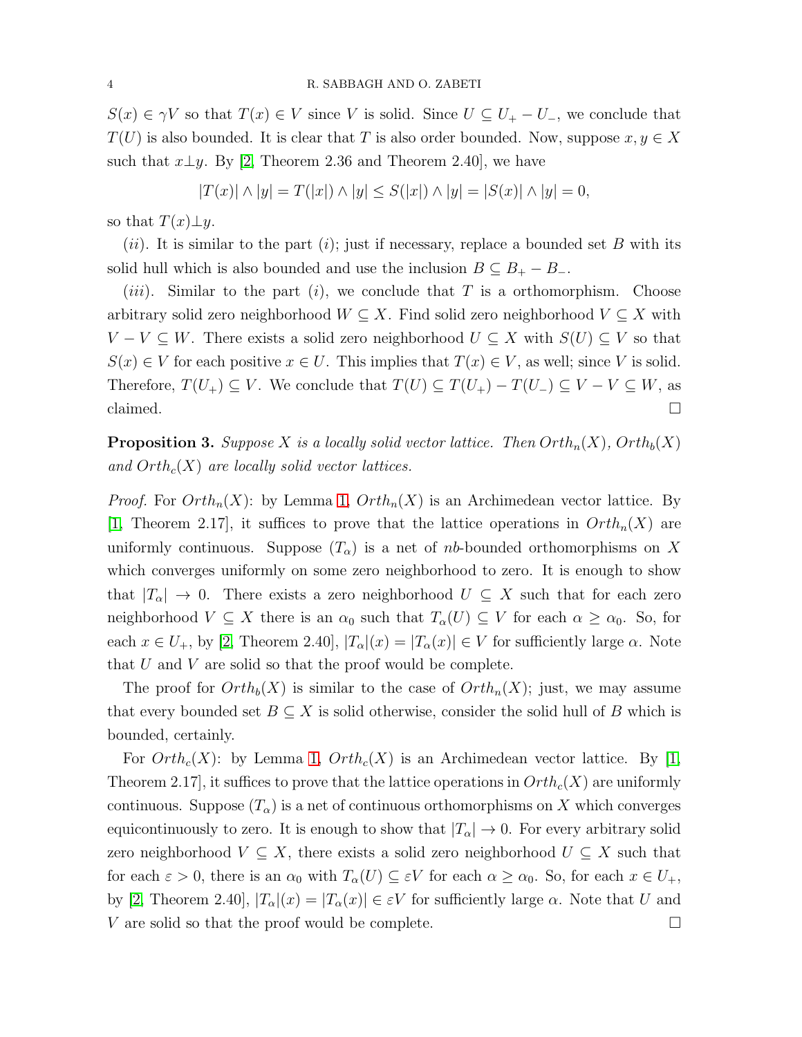$S(x) \in \gamma V$ so that $T(x) \in V$ since $V$ is solid. Since $U \subseteq U_+ - U_-$, we conclude that $T(U)$ is also bounded. It is clear that $T$ is also order bounded. Now, suppose $x, y \in X$ such that $x \perp y$. By [2, Theorem 2.36 and Theorem 2.40], we have

$$|T(x)| \wedge |y| = T(|x|) \wedge |y| \leq S(|x|) \wedge |y| = |S(x)| \wedge |y| = 0,$$

so that $T(x) \perp y$.

$(ii)$. It is similar to the part $(i)$; just if necessary, replace a bounded set $B$ with its solid hull which is also bounded and use the inclusion $B \subseteq B_+ - B_-$.

$(iii)$. Similar to the part $(i)$, we conclude that $T$ is a orthomorphism. Choose arbitrary solid zero neighborhood $W \subseteq X$. Find solid zero neighborhood $V \subseteq X$ with $V - V \subseteq W$. There exists a solid zero neighborhood $U \subseteq X$ with $S(U) \subseteq V$ so that $S(x) \in V$ for each positive $x \in U$. This implies that $T(x) \in V$, as well; since $V$ is solid. Therefore, $T(U_+) \subseteq V$. We conclude that $T(U) \subseteq T(U_+) - T(U_-) \subseteq V - V \subseteq W$, as claimed. □

**Proposition 3.** *Suppose $X$ is a locally solid vector lattice. Then $Orth_n(X)$, $Orth_b(X)$ and $Orth_c(X)$ are locally solid vector lattices.*

*Proof.* For $Orth_n(X)$: by Lemma 1, $Orth_n(X)$ is an Archimedean vector lattice. By [1, Theorem 2.17], it suffices to prove that the lattice operations in $Orth_n(X)$ are uniformly continuous. Suppose $(T_\alpha)$ is a net of $nb$-bounded orthomorphisms on $X$ which converges uniformly on some zero neighborhood to zero. It is enough to show that $|T_\alpha| \to 0$. There exists a zero neighborhood $U \subseteq X$ such that for each zero neighborhood $V \subseteq X$ there is an $\alpha_0$ such that $T_\alpha(U) \subseteq V$ for each $\alpha \geq \alpha_0$. So, for each $x \in U_+$, by [2, Theorem 2.40], $|T_\alpha|(x) = |T_\alpha(x)| \in V$ for sufficiently large $\alpha$. Note that $U$ and $V$ are solid so that the proof would be complete.

The proof for $Orth_b(X)$ is similar to the case of $Orth_n(X)$; just, we may assume that every bounded set $B \subseteq X$ is solid otherwise, consider the solid hull of $B$ which is bounded, certainly.

For $Orth_c(X)$: by Lemma 1, $Orth_c(X)$ is an Archimedean vector lattice. By [1, Theorem 2.17], it suffices to prove that the lattice operations in $Orth_c(X)$ are uniformly continuous. Suppose $(T_\alpha)$ is a net of continuous orthomorphisms on $X$ which converges equicontinuously to zero. It is enough to show that $|T_\alpha| \to 0$. For every arbitrary solid zero neighborhood $V \subseteq X$, there exists a solid zero neighborhood $U \subseteq X$ such that for each $\varepsilon > 0$, there is an $\alpha_0$ with $T_\alpha(U) \subseteq \varepsilon V$ for each $\alpha \geq \alpha_0$. So, for each $x \in U_+$, by [2, Theorem 2.40], $|T_\alpha|(x) = |T_\alpha(x)| \in \varepsilon V$ for sufficiently large $\alpha$. Note that $U$ and $V$ are solid so that the proof would be complete. □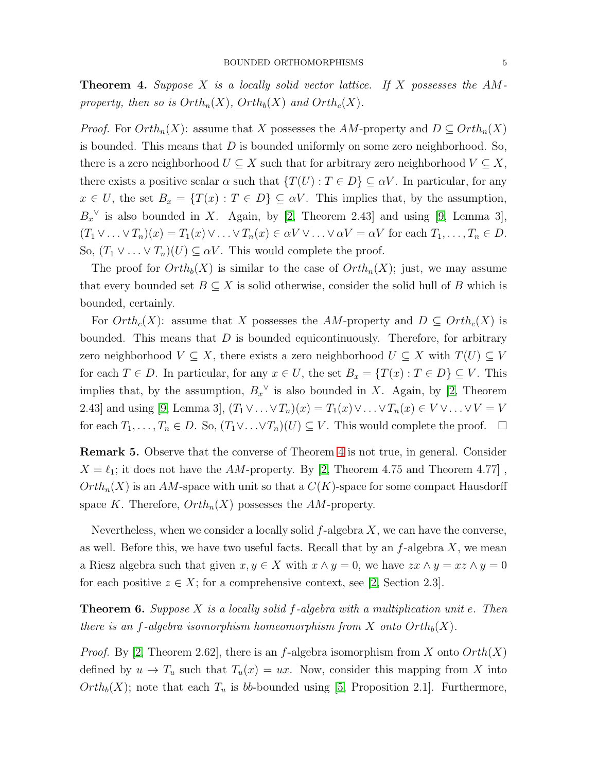**Theorem 4.** *Suppose $X$ is a locally solid vector lattice. If $X$ possesses the $AM$-property, then so is $Orth_n(X)$, $Orth_b(X)$ and $Orth_c(X)$.*

*Proof.* For $Orth_n(X)$: assume that $X$ possesses the $AM$-property and $D \subseteq Orth_n(X)$ is bounded. This means that $D$ is bounded uniformly on some zero neighborhood. So, there is a zero neighborhood $U \subseteq X$ such that for arbitrary zero neighborhood $V \subseteq X$, there exists a positive scalar $\alpha$ such that $\{T(U) : T \in D\} \subseteq \alpha V$. In particular, for any $x \in U$, the set $B_x = \{T(x) : T \in D\} \subseteq \alpha V$. This implies that, by the assumption, ${B_x}^{\vee}$ is also bounded in $X$. Again, by [2, Theorem 2.43] and using [9, Lemma 3], $(T_1 \vee \ldots \vee T_n)(x) = T_1(x) \vee \ldots \vee T_n(x) \in \alpha V \vee \ldots \vee \alpha V = \alpha V$ for each $T_1, \ldots, T_n \in D$. So, $(T_1 \vee \ldots \vee T_n)(U) \subseteq \alpha V$. This would complete the proof.

The proof for $Orth_b(X)$ is similar to the case of $Orth_n(X)$; just, we may assume that every bounded set $B \subseteq X$ is solid otherwise, consider the solid hull of $B$ which is bounded, certainly.

For $Orth_c(X)$: assume that $X$ possesses the $AM$-property and $D \subseteq Orth_c(X)$ is bounded. This means that $D$ is bounded equicontinuously. Therefore, for arbitrary zero neighborhood $V \subseteq X$, there exists a zero neighborhood $U \subseteq X$ with $T(U) \subseteq V$ for each $T \in D$. In particular, for any $x \in U$, the set $B_x = \{T(x) : T \in D\} \subseteq V$. This implies that, by the assumption, ${B_x}^{\vee}$ is also bounded in $X$. Again, by [2, Theorem 2.43] and using [9, Lemma 3], $(T_1 \vee \ldots \vee T_n)(x) = T_1(x) \vee \ldots \vee T_n(x) \in V \vee \ldots \vee V = V$ for each $T_1, \ldots, T_n \in D$. So, $(T_1 \vee \ldots \vee T_n)(U) \subseteq V$. This would complete the proof. $\square$

**Remark 5.** Observe that the converse of Theorem 4 is not true, in general. Consider $X = \ell_1$; it does not have the $AM$-property. By [2, Theorem 4.75 and Theorem 4.77] , $Orth_n(X)$ is an $AM$-space with unit so that a $C(K)$-space for some compact Hausdorff space $K$. Therefore, $Orth_n(X)$ possesses the $AM$-property.

Nevertheless, when we consider a locally solid $f$-algebra $X$, we can have the converse, as well. Before this, we have two useful facts. Recall that by an $f$-algebra $X$, we mean a Riesz algebra such that given $x, y \in X$ with $x \wedge y = 0$, we have $zx \wedge y = xz \wedge y = 0$ for each positive $z \in X$; for a comprehensive context, see [2, Section 2.3].

**Theorem 6.** *Suppose $X$ is a locally solid $f$-algebra with a multiplication unit $e$. Then there is an $f$-algebra isomorphism homeomorphism from $X$ onto $Orth_b(X)$.*

*Proof.* By [2, Theorem 2.62], there is an $f$-algebra isomorphism from $X$ onto $Orth(X)$ defined by $u \to T_u$ such that $T_u(x) = ux$. Now, consider this mapping from $X$ into $Orth_b(X)$; note that each $T_u$ is $bb$-bounded using [5, Proposition 2.1]. Furthermore,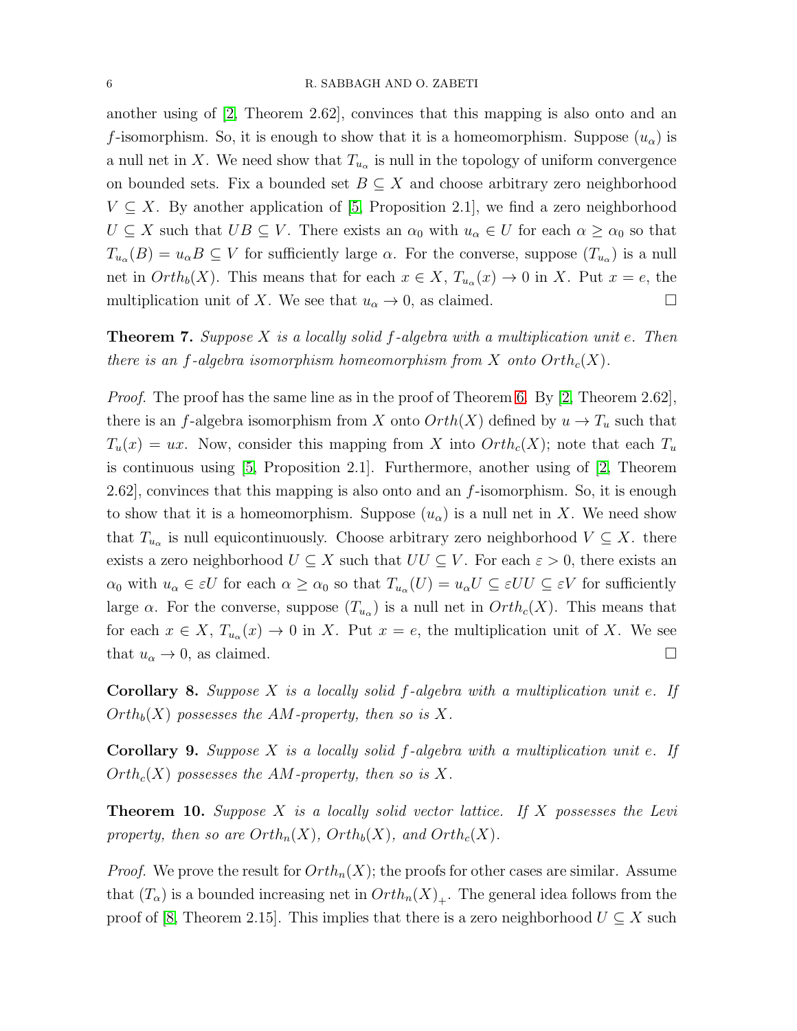another using of [2, Theorem 2.62], convinces that this mapping is also onto and an $f$-isomorphism. So, it is enough to show that it is a homeomorphism. Suppose $(u_\alpha)$ is a null net in $X$. We need show that $T_{u_\alpha}$ is null in the topology of uniform convergence on bounded sets. Fix a bounded set $B \subseteq X$ and choose arbitrary zero neighborhood $V \subseteq X$. By another application of [5, Proposition 2.1], we find a zero neighborhood $U \subseteq X$ such that $UB \subseteq V$. There exists an $\alpha_0$ with $u_\alpha \in U$ for each $\alpha \geq \alpha_0$ so that $T_{u_\alpha}(B) = u_\alpha B \subseteq V$ for sufficiently large $\alpha$. For the converse, suppose $(T_{u_\alpha})$ is a null net in $Orth_b(X)$. This means that for each $x \in X$, $T_{u_\alpha}(x) \to 0$ in $X$. Put $x = e$, the multiplication unit of $X$. We see that $u_\alpha \to 0$, as claimed. $\square$

**Theorem 7.** *Suppose $X$ is a locally solid $f$-algebra with a multiplication unit $e$. Then there is an $f$-algebra isomorphism homeomorphism from $X$ onto $Orth_c(X)$.*

*Proof.* The proof has the same line as in the proof of Theorem 6. By [2, Theorem 2.62], there is an $f$-algebra isomorphism from $X$ onto $Orth(X)$ defined by $u \to T_u$ such that $T_u(x) = ux$. Now, consider this mapping from $X$ into $Orth_c(X)$; note that each $T_u$ is continuous using [5, Proposition 2.1]. Furthermore, another using of [2, Theorem 2.62], convinces that this mapping is also onto and an $f$-isomorphism. So, it is enough to show that it is a homeomorphism. Suppose $(u_\alpha)$ is a null net in $X$. We need show that $T_{u_\alpha}$ is null equicontinuously. Choose arbitrary zero neighborhood $V \subseteq X$. there exists a zero neighborhood $U \subseteq X$ such that $UU \subseteq V$. For each $\varepsilon > 0$, there exists an $\alpha_0$ with $u_\alpha \in \varepsilon U$ for each $\alpha \geq \alpha_0$ so that $T_{u_\alpha}(U) = u_\alpha U \subseteq \varepsilon UU \subseteq \varepsilon V$ for sufficiently large $\alpha$. For the converse, suppose $(T_{u_\alpha})$ is a null net in $Orth_c(X)$. This means that for each $x \in X$, $T_{u_\alpha}(x) \to 0$ in $X$. Put $x = e$, the multiplication unit of $X$. We see that $u_\alpha \to 0$, as claimed. $\square$

**Corollary 8.** *Suppose $X$ is a locally solid $f$-algebra with a multiplication unit $e$. If $Orth_b(X)$ possesses the AM-property, then so is $X$.*

**Corollary 9.** *Suppose $X$ is a locally solid $f$-algebra with a multiplication unit $e$. If $Orth_c(X)$ possesses the AM-property, then so is $X$.*

**Theorem 10.** *Suppose $X$ is a locally solid vector lattice. If $X$ possesses the Levi property, then so are $Orth_n(X)$, $Orth_b(X)$, and $Orth_c(X)$.*

*Proof.* We prove the result for $Orth_n(X)$; the proofs for other cases are similar. Assume that $(T_\alpha)$ is a bounded increasing net in $Orth_n(X)_+$. The general idea follows from the proof of [8, Theorem 2.15]. This implies that there is a zero neighborhood $U \subseteq X$ such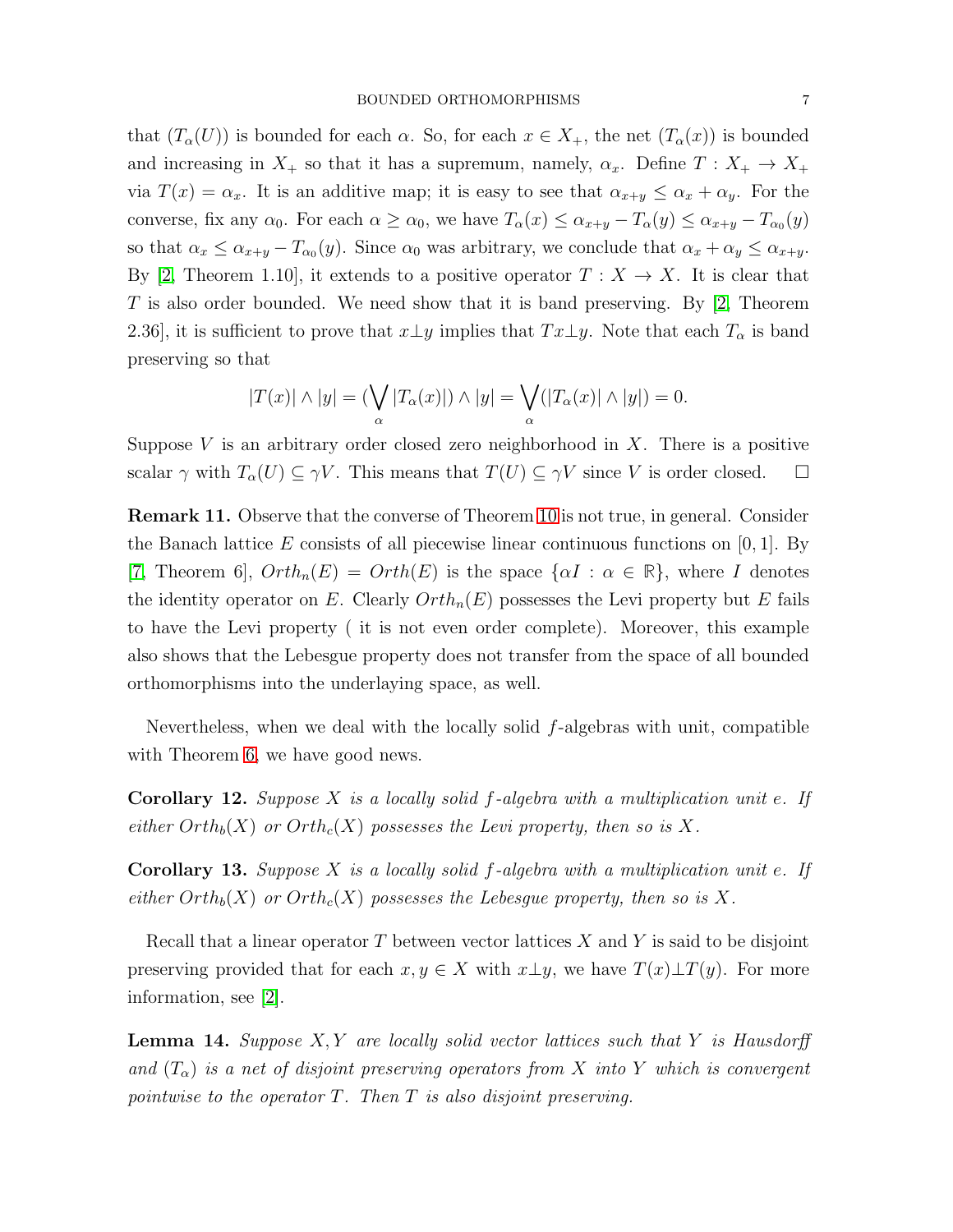that $(T_\alpha(U))$ is bounded for each $\alpha$. So, for each $x \in X_+$, the net $(T_\alpha(x))$ is bounded and increasing in $X_+$ so that it has a supremum, namely, $\alpha_x$. Define $T : X_+ \to X_+$ via $T(x) = \alpha_x$. It is an additive map; it is easy to see that $\alpha_{x+y} \le \alpha_x + \alpha_y$. For the converse, fix any $\alpha_0$. For each $\alpha \ge \alpha_0$, we have $T_\alpha(x) \le \alpha_{x+y} - T_\alpha(y) \le \alpha_{x+y} - T_{\alpha_0}(y)$ so that $\alpha_x \le \alpha_{x+y} - T_{\alpha_0}(y)$. Since $\alpha_0$ was arbitrary, we conclude that $\alpha_x + \alpha_y \le \alpha_{x+y}$. By [2, Theorem 1.10], it extends to a positive operator $T : X \to X$. It is clear that $T$ is also order bounded. We need show that it is band preserving. By [2, Theorem 2.36], it is sufficient to prove that $x \perp y$ implies that $Tx \perp y$. Note that each $T_\alpha$ is band preserving so that

$$|T(x)| \wedge |y| = (\bigvee_\alpha |T_\alpha(x)|) \wedge |y| = \bigvee_\alpha (|T_\alpha(x)| \wedge |y|) = 0.$$

Suppose $V$ is an arbitrary order closed zero neighborhood in $X$. There is a positive scalar $\gamma$ with $T_\alpha(U) \subseteq \gamma V$. This means that $T(U) \subseteq \gamma V$ since $V$ is order closed. $\square$

**Remark 11.** Observe that the converse of Theorem 10 is not true, in general. Consider the Banach lattice $E$ consists of all piecewise linear continuous functions on $[0,1]$. By [7, Theorem 6], $Orth_n(E) = Orth(E)$ is the space $\{\alpha I : \alpha \in \mathbb{R}\}$, where $I$ denotes the identity operator on $E$. Clearly $Orth_n(E)$ possesses the Levi property but $E$ fails to have the Levi property ( it is not even order complete). Moreover, this example also shows that the Lebesgue property does not transfer from the space of all bounded orthomorphisms into the underlaying space, as well.

Nevertheless, when we deal with the locally solid $f$-algebras with unit, compatible with Theorem 6, we have good news.

**Corollary 12.** *Suppose $X$ is a locally solid $f$-algebra with a multiplication unit $e$. If either $Orth_b(X)$ or $Orth_c(X)$ possesses the Levi property, then so is $X$.*

**Corollary 13.** *Suppose $X$ is a locally solid $f$-algebra with a multiplication unit $e$. If either $Orth_b(X)$ or $Orth_c(X)$ possesses the Lebesgue property, then so is $X$.*

Recall that a linear operator $T$ between vector lattices $X$ and $Y$ is said to be disjoint preserving provided that for each $x, y \in X$ with $x \perp y$, we have $T(x) \perp T(y)$. For more information, see [2].

**Lemma 14.** *Suppose $X, Y$ are locally solid vector lattices such that $Y$ is Hausdorff and $(T_\alpha)$ is a net of disjoint preserving operators from $X$ into $Y$ which is convergent pointwise to the operator $T$. Then $T$ is also disjoint preserving.*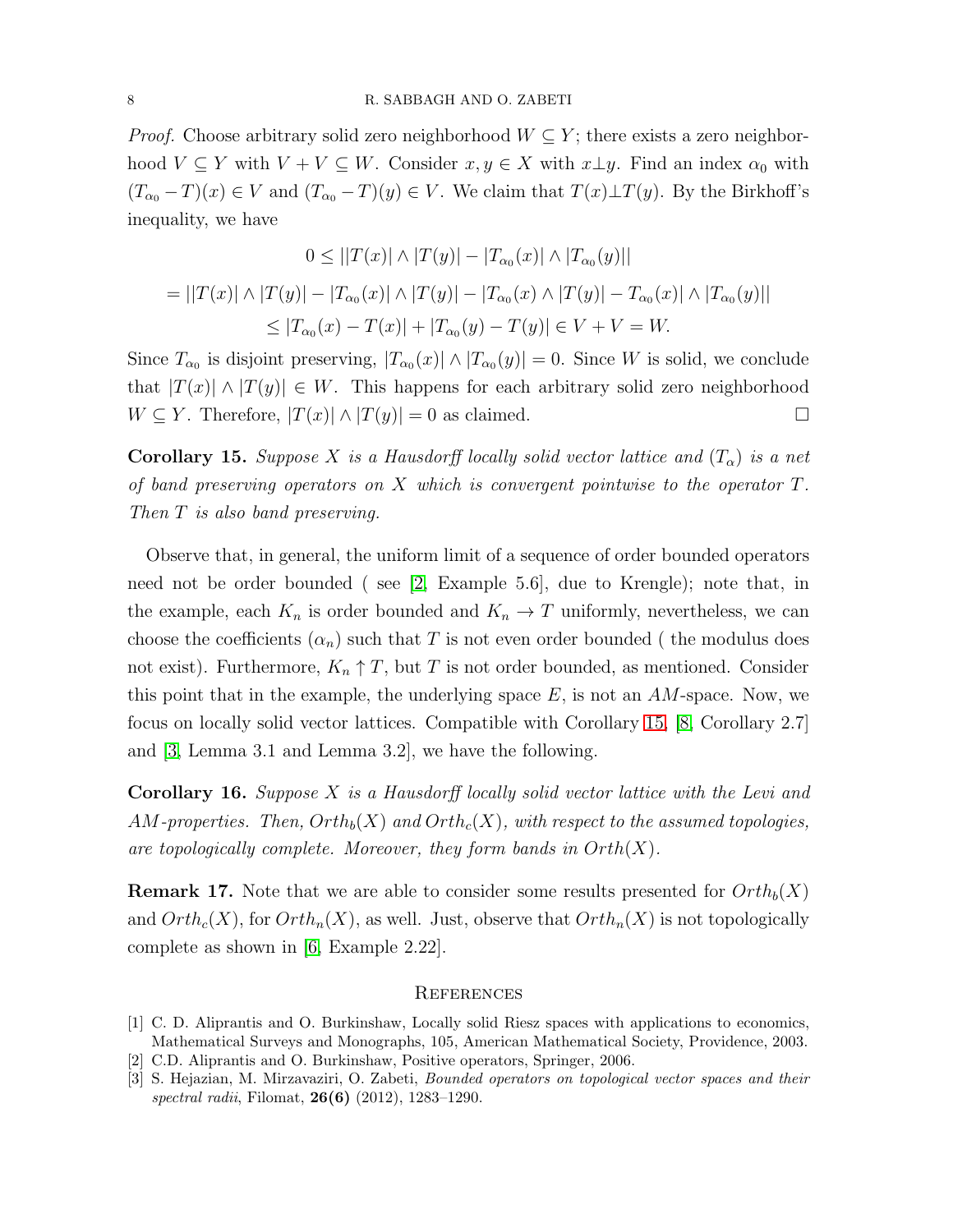*Proof.* Choose arbitrary solid zero neighborhood $W \subseteq Y$; there exists a zero neighborhood $V \subseteq Y$ with $V + V \subseteq W$. Consider $x, y \in X$ with $x \perp y$. Find an index $\alpha_0$ with $(T_{\alpha_0} - T)(x) \in V$ and $(T_{\alpha_0} - T)(y) \in V$. We claim that $T(x) \perp T(y)$. By the Birkhoff's inequality, we have

$$0 \leq ||T(x)| \wedge |T(y)| - |T_{\alpha_0}(x)| \wedge |T_{\alpha_0}(y)||$$

$$= ||T(x)| \wedge |T(y)| - |T_{\alpha_0}(x)| \wedge |T(y)| - |T_{\alpha_0}(x) \wedge |T(y)| - T_{\alpha_0}(x)| \wedge |T_{\alpha_0}(y)||$$

$$\leq |T_{\alpha_0}(x) - T(x)| + |T_{\alpha_0}(y) - T(y)| \in V + V = W.$$

Since $T_{\alpha_0}$ is disjoint preserving, $|T_{\alpha_0}(x)| \wedge |T_{\alpha_0}(y)| = 0$. Since $W$ is solid, we conclude that $|T(x)| \wedge |T(y)| \in W$. This happens for each arbitrary solid zero neighborhood $W \subseteq Y$. Therefore, $|T(x)| \wedge |T(y)| = 0$ as claimed. $\square$

**Corollary 15.** *Suppose $X$ is a Hausdorff locally solid vector lattice and $(T_\alpha)$ is a net of band preserving operators on $X$ which is convergent pointwise to the operator $T$. Then $T$ is also band preserving.*

Observe that, in general, the uniform limit of a sequence of order bounded operators need not be order bounded ( see [2, Example 5.6], due to Krengle); note that, in the example, each $K_n$ is order bounded and $K_n \to T$ uniformly, nevertheless, we can choose the coefficients $(\alpha_n)$ such that $T$ is not even order bounded ( the modulus does not exist). Furthermore, $K_n \uparrow T$, but $T$ is not order bounded, as mentioned. Consider this point that in the example, the underlying space $E$, is not an $AM$-space. Now, we focus on locally solid vector lattices. Compatible with Corollary 15, [8, Corollary 2.7] and [3, Lemma 3.1 and Lemma 3.2], we have the following.

**Corollary 16.** *Suppose $X$ is a Hausdorff locally solid vector lattice with the Levi and $AM$-properties. Then, $Orth_b(X)$ and $Orth_c(X)$, with respect to the assumed topologies, are topologically complete. Moreover, they form bands in $Orth(X)$.*

**Remark 17.** Note that we are able to consider some results presented for $Orth_b(X)$ and $Orth_c(X)$, for $Orth_n(X)$, as well. Just, observe that $Orth_n(X)$ is not topologically complete as shown in [6, Example 2.22].

## References

[1] C. D. Aliprantis and O. Burkinshaw, Locally solid Riesz spaces with applications to economics, Mathematical Surveys and Monographs, 105, American Mathematical Society, Providence, 2003.

[2] C.D. Aliprantis and O. Burkinshaw, Positive operators, Springer, 2006.

[3] S. Hejazian, M. Mirzavaziri, O. Zabeti, *Bounded operators on topological vector spaces and their spectral radii*, Filomat, **26(6)** (2012), 1283–1290.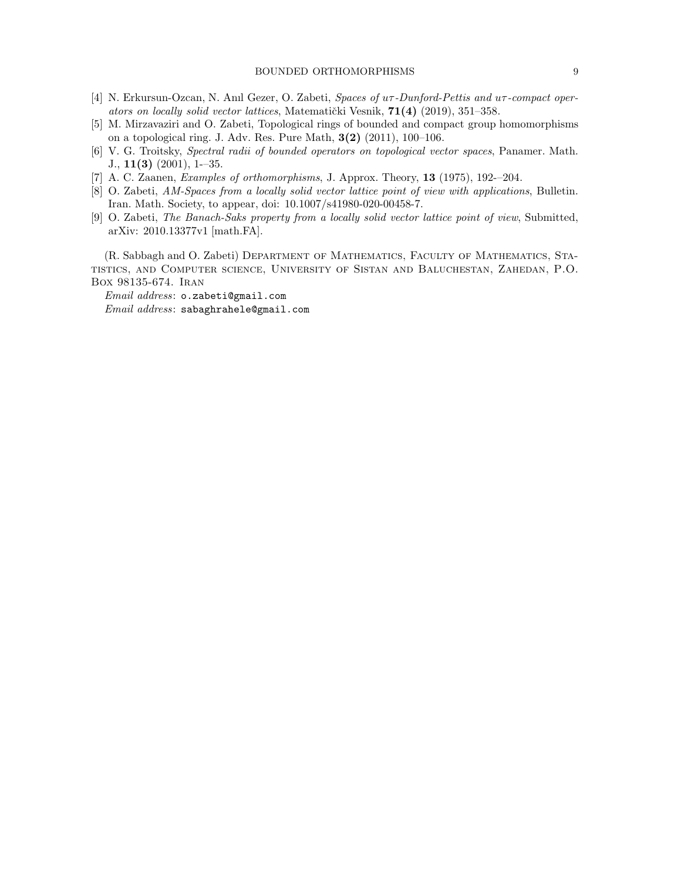[4] N. Erkursun-Ozcan, N. Anıl Gezer, O. Zabeti, *Spaces of $u\tau$-Dunford-Pettis and $u\tau$-compact operators on locally solid vector lattices*, Matematički Vesnik, **71(4)** (2019), 351–358.

[5] M. Mirzavaziri and O. Zabeti, Topological rings of bounded and compact group homomorphisms on a topological ring. J. Adv. Res. Pure Math, **3(2)** (2011), 100–106.

[6] V. G. Troitsky, *Spectral radii of bounded operators on topological vector spaces*, Panamer. Math. J., **11(3)** (2001), 1-–35.

[7] A. C. Zaanen, *Examples of orthomorphisms*, J. Approx. Theory, **13** (1975), 192-–204.

[8] O. Zabeti, *AM-Spaces from a locally solid vector lattice point of view with applications*, Bulletin. Iran. Math. Society, to appear, doi: 10.1007/s41980-020-00458-7.

[9] O. Zabeti, *The Banach-Saks property from a locally solid vector lattice point of view*, Submitted, arXiv: 2010.13377v1 [math.FA].

(R. Sabbagh and O. Zabeti) Department of Mathematics, Faculty of Mathematics, Statistics, and Computer science, University of Sistan and Baluchestan, Zahedan, P.O. Box 98135-674. Iran

*Email address*: o.zabeti@gmail.com

*Email address*: sabaghrahele@gmail.com